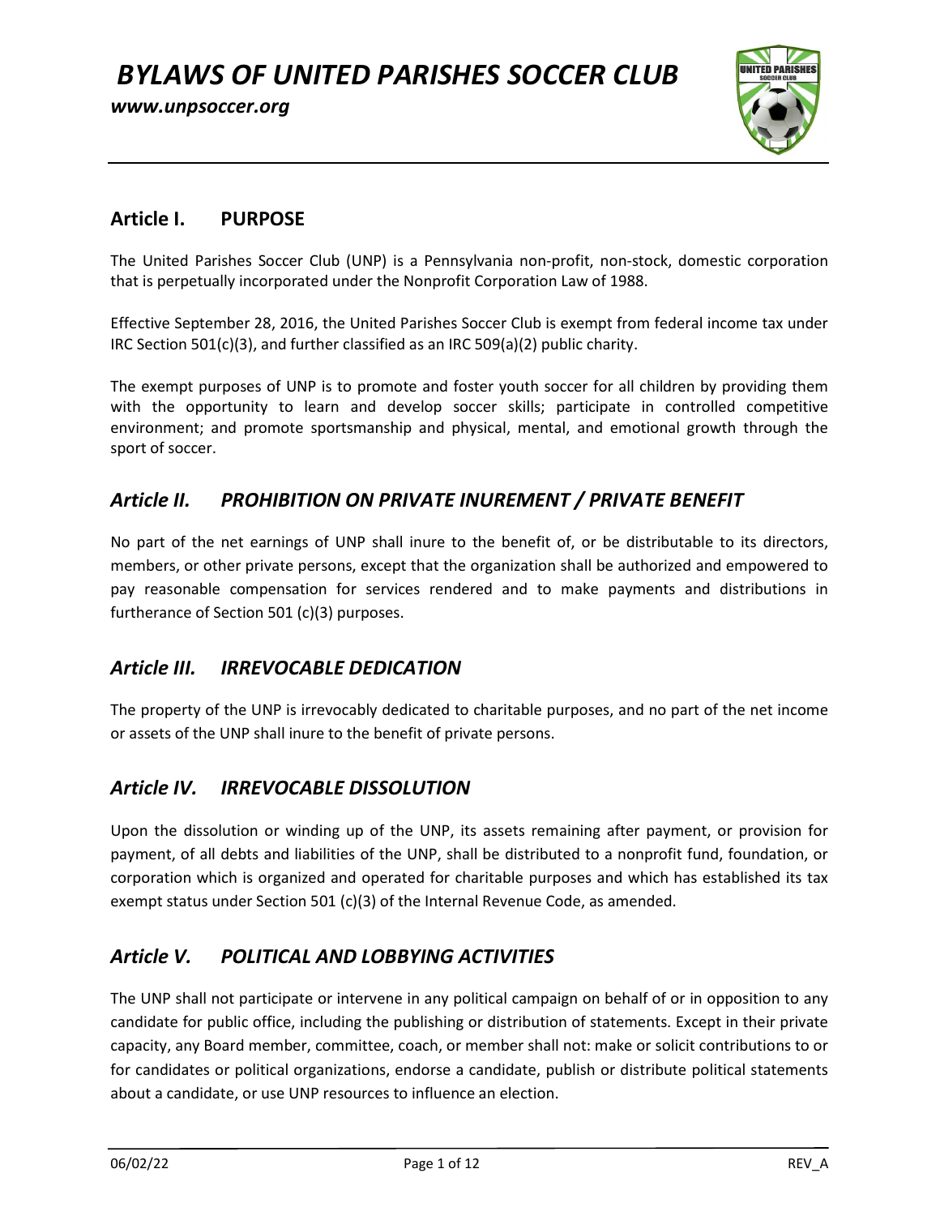# *BYLAWS OF UNITED PARISHES SOCCER CLUB*

***www.unpsoccer.org***

## Article I. PURPOSE

The United Parishes Soccer Club (UNP) is a Pennsylvania non-profit, non-stock, domestic corporation that is perpetually incorporated under the Nonprofit Corporation Law of 1988.

Effective September 28, 2016, the United Parishes Soccer Club is exempt from federal income tax under IRC Section 501(c)(3), and further classified as an IRC 509(a)(2) public charity.

The exempt purposes of UNP is to promote and foster youth soccer for all children by providing them with the opportunity to learn and develop soccer skills; participate in controlled competitive environment; and promote sportsmanship and physical, mental, and emotional growth through the sport of soccer.

## *Article II. PROHIBITION ON PRIVATE INUREMENT / PRIVATE BENEFIT*

No part of the net earnings of UNP shall inure to the benefit of, or be distributable to its directors, members, or other private persons, except that the organization shall be authorized and empowered to pay reasonable compensation for services rendered and to make payments and distributions in furtherance of Section 501 (c)(3) purposes.

## *Article III. IRREVOCABLE DEDICATION*

The property of the UNP is irrevocably dedicated to charitable purposes, and no part of the net income or assets of the UNP shall inure to the benefit of private persons.

## *Article IV. IRREVOCABLE DISSOLUTION*

Upon the dissolution or winding up of the UNP, its assets remaining after payment, or provision for payment, of all debts and liabilities of the UNP, shall be distributed to a nonprofit fund, foundation, or corporation which is organized and operated for charitable purposes and which has established its tax exempt status under Section 501 (c)(3) of the Internal Revenue Code, as amended.

## *Article V. POLITICAL AND LOBBYING ACTIVITIES*

The UNP shall not participate or intervene in any political campaign on behalf of or in opposition to any candidate for public office, including the publishing or distribution of statements. Except in their private capacity, any Board member, committee, coach, or member shall not: make or solicit contributions to or for candidates or political organizations, endorse a candidate, publish or distribute political statements about a candidate, or use UNP resources to influence an election.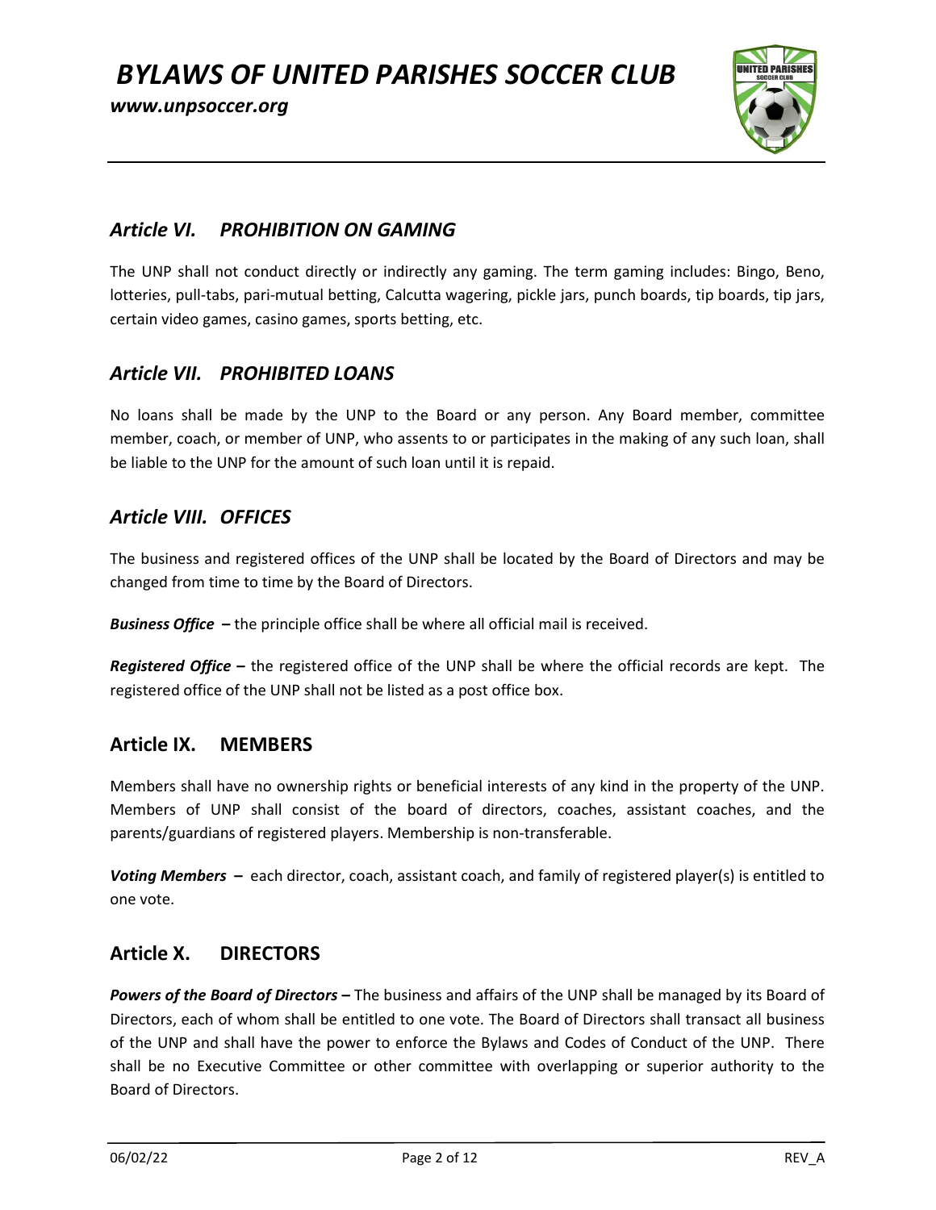## *Article VI. PROHIBITION ON GAMING*

The UNP shall not conduct directly or indirectly any gaming. The term gaming includes: Bingo, Beno, lotteries, pull-tabs, pari-mutual betting, Calcutta wagering, pickle jars, punch boards, tip boards, tip jars, certain video games, casino games, sports betting, etc.

## *Article VII. PROHIBITED LOANS*

No loans shall be made by the UNP to the Board or any person. Any Board member, committee member, coach, or member of UNP, who assents to or participates in the making of any such loan, shall be liable to the UNP for the amount of such loan until it is repaid.

## *Article VIII. OFFICES*

The business and registered offices of the UNP shall be located by the Board of Directors and may be changed from time to time by the Board of Directors.

***Business Office*** **–** the principle office shall be where all official mail is received.

***Registered Office*** **–** the registered office of the UNP shall be where the official records are kept. The registered office of the UNP shall not be listed as a post office box.

## Article IX. MEMBERS

Members shall have no ownership rights or beneficial interests of any kind in the property of the UNP. Members of UNP shall consist of the board of directors, coaches, assistant coaches, and the parents/guardians of registered players. Membership is non-transferable.

***Voting Members*** **–** each director, coach, assistant coach, and family of registered player(s) is entitled to one vote.

## Article X. DIRECTORS

***Powers of the Board of Directors*** **–** The business and affairs of the UNP shall be managed by its Board of Directors, each of whom shall be entitled to one vote. The Board of Directors shall transact all business of the UNP and shall have the power to enforce the Bylaws and Codes of Conduct of the UNP. There shall be no Executive Committee or other committee with overlapping or superior authority to the Board of Directors.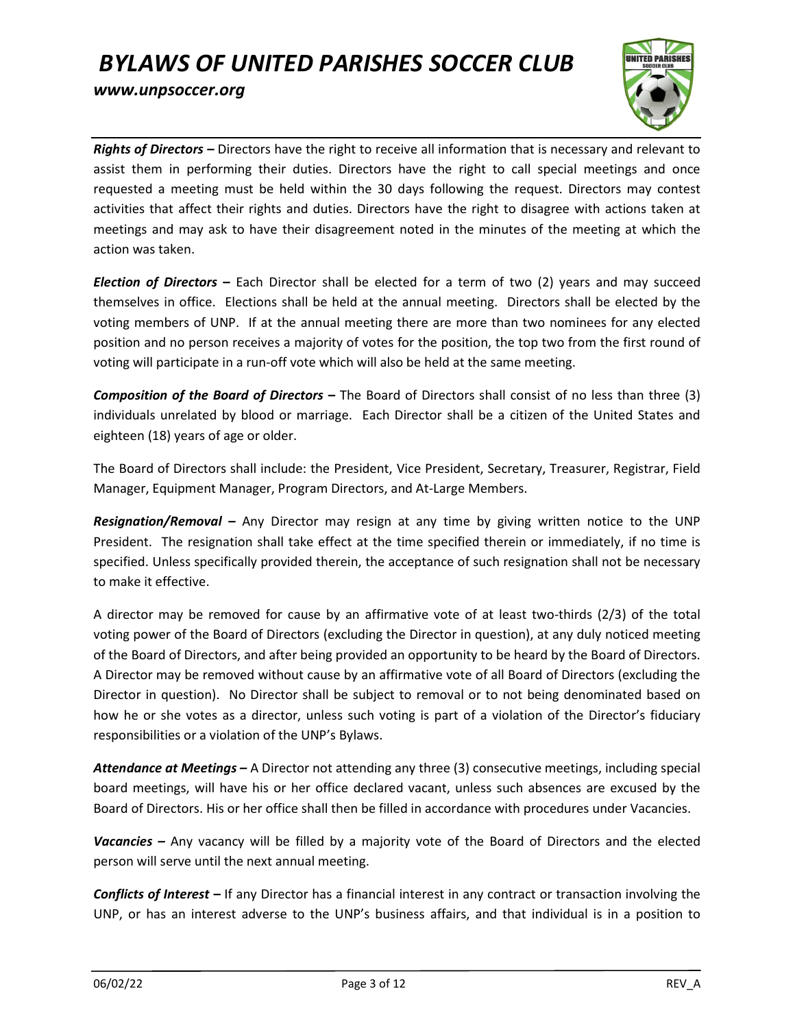***Rights of Directors –*** Directors have the right to receive all information that is necessary and relevant to assist them in performing their duties. Directors have the right to call special meetings and once requested a meeting must be held within the 30 days following the request. Directors may contest activities that affect their rights and duties. Directors have the right to disagree with actions taken at meetings and may ask to have their disagreement noted in the minutes of the meeting at which the action was taken.

***Election of Directors –*** Each Director shall be elected for a term of two (2) years and may succeed themselves in office. Elections shall be held at the annual meeting. Directors shall be elected by the voting members of UNP. If at the annual meeting there are more than two nominees for any elected position and no person receives a majority of votes for the position, the top two from the first round of voting will participate in a run-off vote which will also be held at the same meeting.

***Composition of the Board of Directors –*** The Board of Directors shall consist of no less than three (3) individuals unrelated by blood or marriage. Each Director shall be a citizen of the United States and eighteen (18) years of age or older.

The Board of Directors shall include: the President, Vice President, Secretary, Treasurer, Registrar, Field Manager, Equipment Manager, Program Directors, and At-Large Members.

***Resignation/Removal –*** Any Director may resign at any time by giving written notice to the UNP President. The resignation shall take effect at the time specified therein or immediately, if no time is specified. Unless specifically provided therein, the acceptance of such resignation shall not be necessary to make it effective.

A director may be removed for cause by an affirmative vote of at least two-thirds (2/3) of the total voting power of the Board of Directors (excluding the Director in question), at any duly noticed meeting of the Board of Directors, and after being provided an opportunity to be heard by the Board of Directors. A Director may be removed without cause by an affirmative vote of all Board of Directors (excluding the Director in question). No Director shall be subject to removal or to not being denominated based on how he or she votes as a director, unless such voting is part of a violation of the Director's fiduciary responsibilities or a violation of the UNP's Bylaws.

***Attendance at Meetings –*** A Director not attending any three (3) consecutive meetings, including special board meetings, will have his or her office declared vacant, unless such absences are excused by the Board of Directors. His or her office shall then be filled in accordance with procedures under Vacancies.

***Vacancies –*** Any vacancy will be filled by a majority vote of the Board of Directors and the elected person will serve until the next annual meeting.

***Conflicts of Interest –*** If any Director has a financial interest in any contract or transaction involving the UNP, or has an interest adverse to the UNP's business affairs, and that individual is in a position to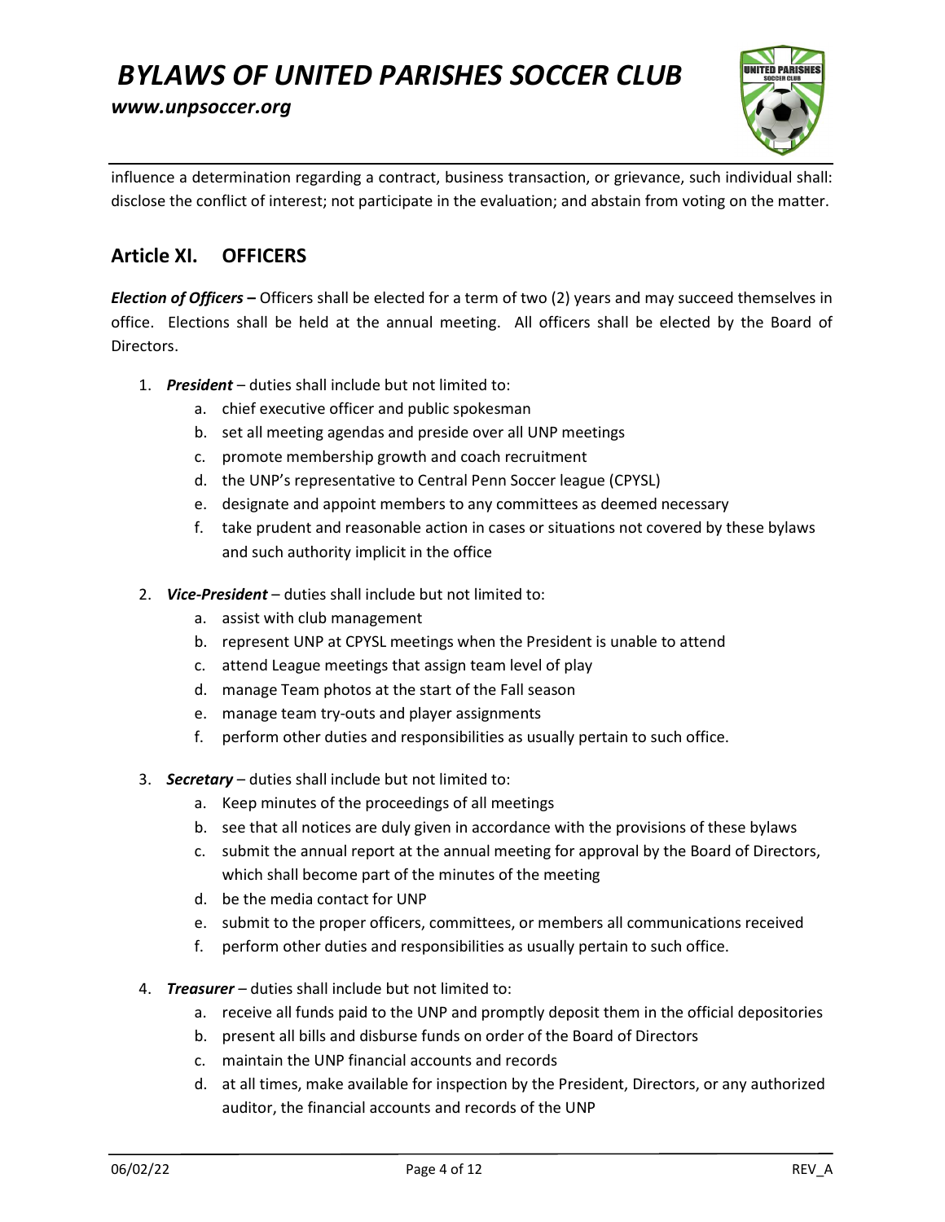influence a determination regarding a contract, business transaction, or grievance, such individual shall: disclose the conflict of interest; not participate in the evaluation; and abstain from voting on the matter.

## Article XI. OFFICERS

***Election of Officers –*** Officers shall be elected for a term of two (2) years and may succeed themselves in office. Elections shall be held at the annual meeting. All officers shall be elected by the Board of Directors.

1. ***President*** – duties shall include but not limited to:
    a. chief executive officer and public spokesman
    b. set all meeting agendas and preside over all UNP meetings
    c. promote membership growth and coach recruitment
    d. the UNP's representative to Central Penn Soccer league (CPYSL)
    e. designate and appoint members to any committees as deemed necessary
    f. take prudent and reasonable action in cases or situations not covered by these bylaws and such authority implicit in the office
2. ***Vice-President*** – duties shall include but not limited to:
    a. assist with club management
    b. represent UNP at CPYSL meetings when the President is unable to attend
    c. attend League meetings that assign team level of play
    d. manage Team photos at the start of the Fall season
    e. manage team try-outs and player assignments
    f. perform other duties and responsibilities as usually pertain to such office.
3. ***Secretary*** – duties shall include but not limited to:
    a. Keep minutes of the proceedings of all meetings
    b. see that all notices are duly given in accordance with the provisions of these bylaws
    c. submit the annual report at the annual meeting for approval by the Board of Directors, which shall become part of the minutes of the meeting
    d. be the media contact for UNP
    e. submit to the proper officers, committees, or members all communications received
    f. perform other duties and responsibilities as usually pertain to such office.
4. ***Treasurer*** – duties shall include but not limited to:
    a. receive all funds paid to the UNP and promptly deposit them in the official depositories
    b. present all bills and disburse funds on order of the Board of Directors
    c. maintain the UNP financial accounts and records
    d. at all times, make available for inspection by the President, Directors, or any authorized auditor, the financial accounts and records of the UNP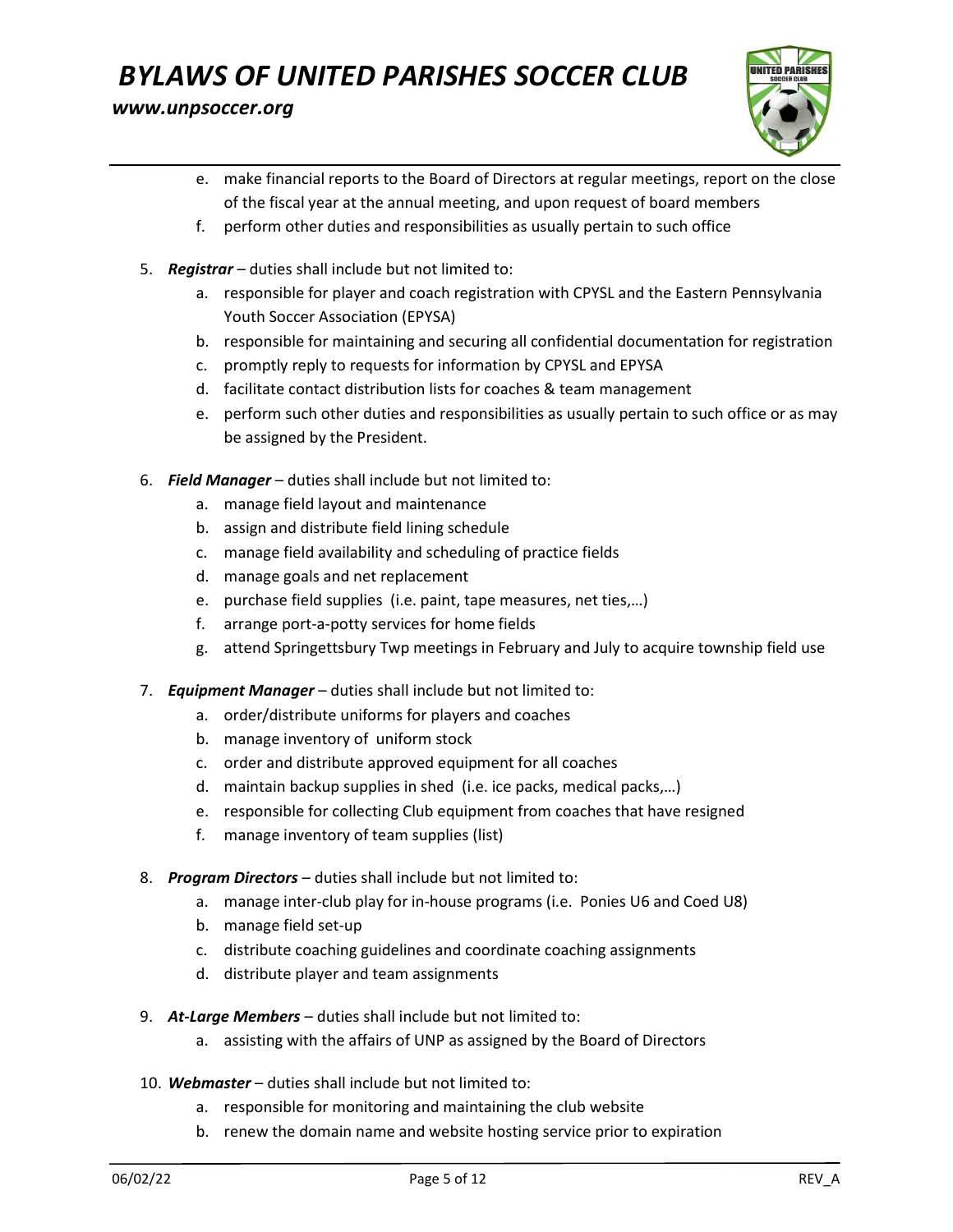e. make financial reports to the Board of Directors at regular meetings, report on the close of the fiscal year at the annual meeting, and upon request of board members
   f. perform other duties and responsibilities as usually pertain to such office

5. ***Registrar*** – duties shall include but not limited to:
   a. responsible for player and coach registration with CPYSL and the Eastern Pennsylvania Youth Soccer Association (EPYSA)
   b. responsible for maintaining and securing all confidential documentation for registration
   c. promptly reply to requests for information by CPYSL and EPYSA
   d. facilitate contact distribution lists for coaches & team management
   e. perform such other duties and responsibilities as usually pertain to such office or as may be assigned by the President.

6. ***Field Manager*** – duties shall include but not limited to:
   a. manage field layout and maintenance
   b. assign and distribute field lining schedule
   c. manage field availability and scheduling of practice fields
   d. manage goals and net replacement
   e. purchase field supplies (i.e. paint, tape measures, net ties,…)
   f. arrange port-a-potty services for home fields
   g. attend Springettsbury Twp meetings in February and July to acquire township field use

7. ***Equipment Manager*** – duties shall include but not limited to:
   a. order/distribute uniforms for players and coaches
   b. manage inventory of uniform stock
   c. order and distribute approved equipment for all coaches
   d. maintain backup supplies in shed (i.e. ice packs, medical packs,…)
   e. responsible for collecting Club equipment from coaches that have resigned
   f. manage inventory of team supplies (list)

8. ***Program Directors*** – duties shall include but not limited to:
   a. manage inter-club play for in-house programs (i.e. Ponies U6 and Coed U8)
   b. manage field set-up
   c. distribute coaching guidelines and coordinate coaching assignments
   d. distribute player and team assignments

9. ***At-Large Members*** – duties shall include but not limited to:
   a. assisting with the affairs of UNP as assigned by the Board of Directors

10. ***Webmaster*** – duties shall include but not limited to:
    a. responsible for monitoring and maintaining the club website
    b. renew the domain name and website hosting service prior to expiration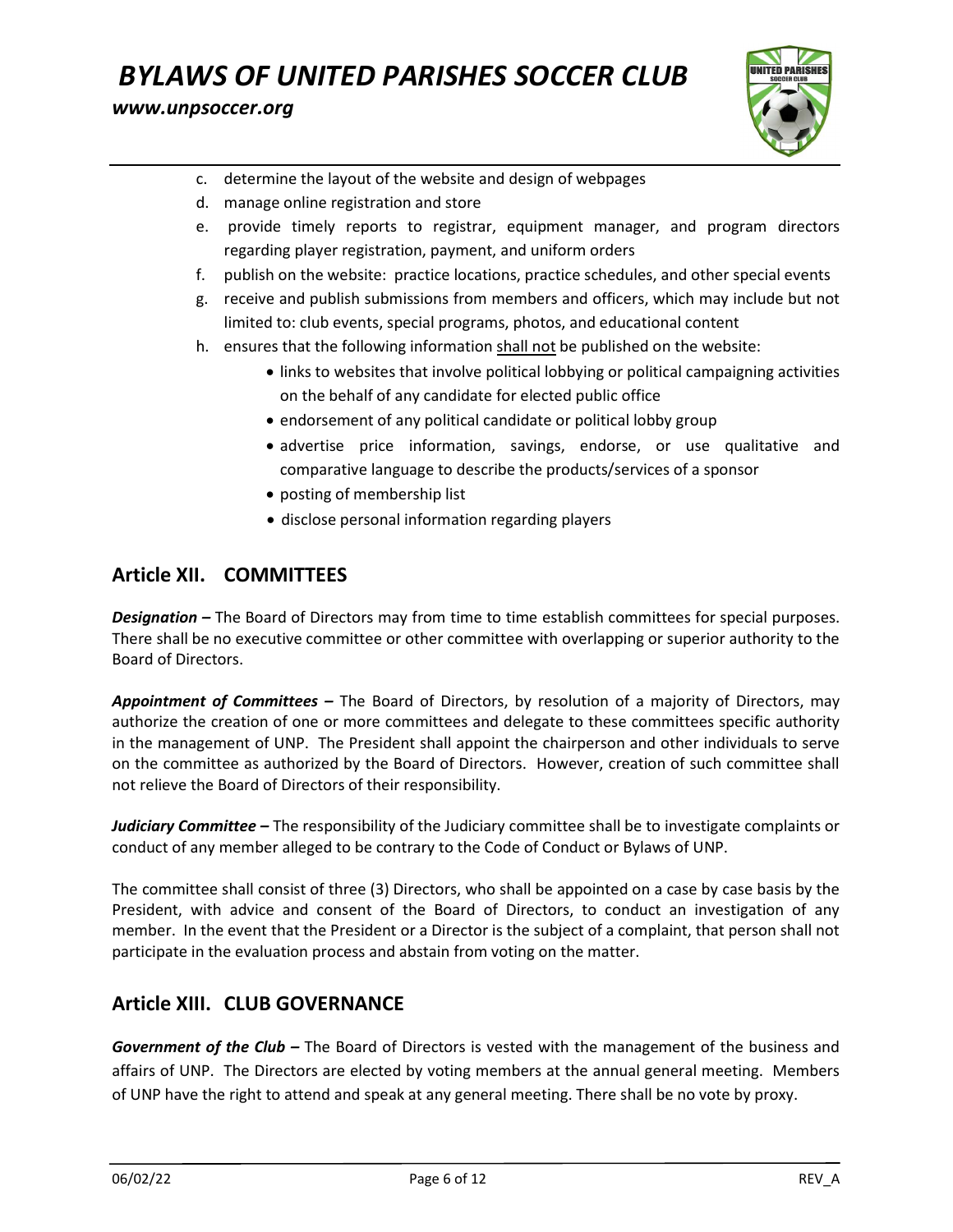c. determine the layout of the website and design of webpages
d. manage online registration and store
e. provide timely reports to registrar, equipment manager, and program directors regarding player registration, payment, and uniform orders
f. publish on the website: practice locations, practice schedules, and other special events
g. receive and publish submissions from members and officers, which may include but not limited to: club events, special programs, photos, and educational content
h. ensures that the following information <u>shall not</u> be published on the website:
    - links to websites that involve political lobbying or political campaigning activities on the behalf of any candidate for elected public office
    - endorsement of any political candidate or political lobby group
    - advertise price information, savings, endorse, or use qualitative and comparative language to describe the products/services of a sponsor
    - posting of membership list
    - disclose personal information regarding players

## Article XII. COMMITTEES

***Designation –*** The Board of Directors may from time to time establish committees for special purposes. There shall be no executive committee or other committee with overlapping or superior authority to the Board of Directors.

***Appointment of Committees –*** The Board of Directors, by resolution of a majority of Directors, may authorize the creation of one or more committees and delegate to these committees specific authority in the management of UNP. The President shall appoint the chairperson and other individuals to serve on the committee as authorized by the Board of Directors. However, creation of such committee shall not relieve the Board of Directors of their responsibility.

***Judiciary Committee –*** The responsibility of the Judiciary committee shall be to investigate complaints or conduct of any member alleged to be contrary to the Code of Conduct or Bylaws of UNP.

The committee shall consist of three (3) Directors, who shall be appointed on a case by case basis by the President, with advice and consent of the Board of Directors, to conduct an investigation of any member. In the event that the President or a Director is the subject of a complaint, that person shall not participate in the evaluation process and abstain from voting on the matter.

## Article XIII. CLUB GOVERNANCE

***Government of the Club –*** The Board of Directors is vested with the management of the business and affairs of UNP. The Directors are elected by voting members at the annual general meeting. Members of UNP have the right to attend and speak at any general meeting. There shall be no vote by proxy.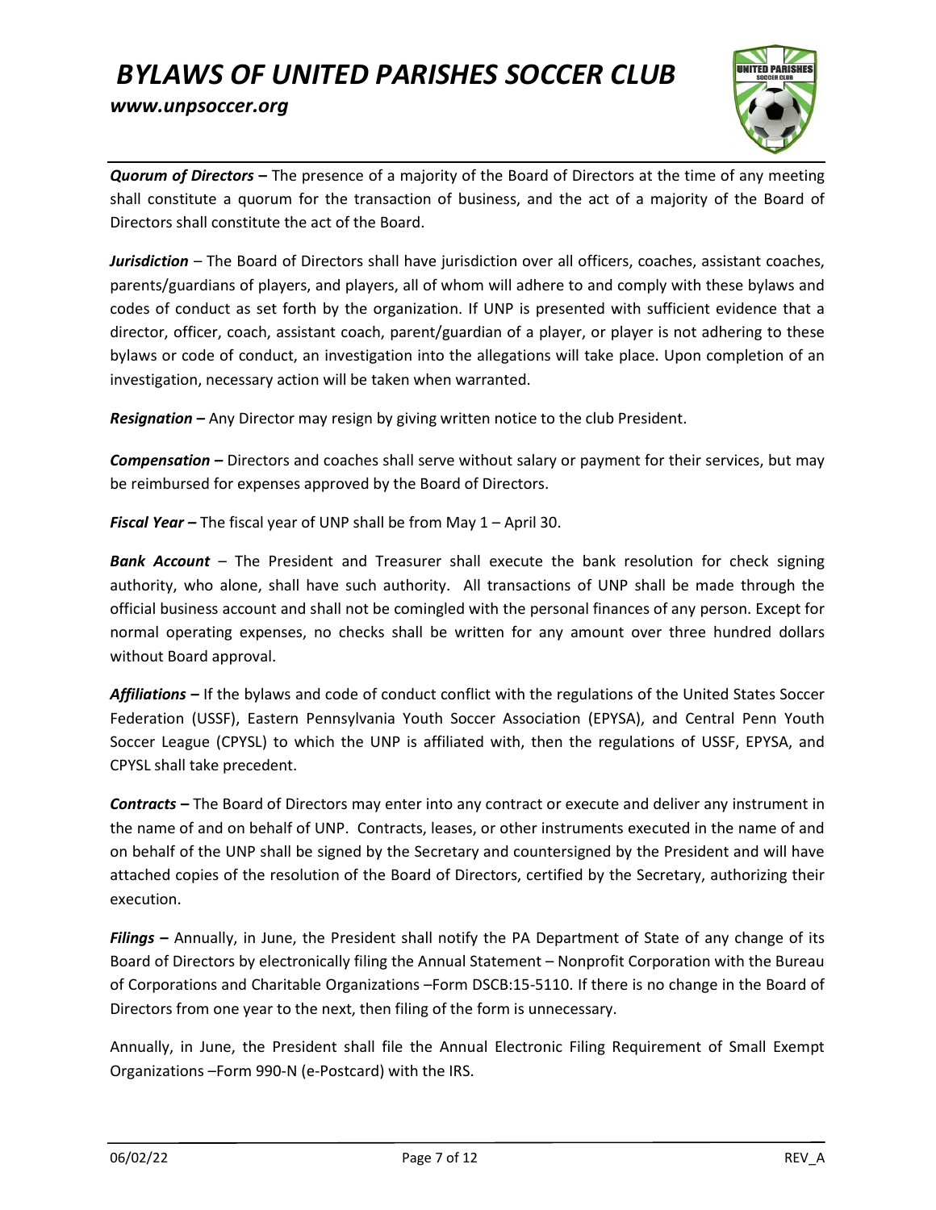***Quorum of Directors –*** The presence of a majority of the Board of Directors at the time of any meeting shall constitute a quorum for the transaction of business, and the act of a majority of the Board of Directors shall constitute the act of the Board.

***Jurisdiction*** – The Board of Directors shall have jurisdiction over all officers, coaches, assistant coaches, parents/guardians of players, and players, all of whom will adhere to and comply with these bylaws and codes of conduct as set forth by the organization. If UNP is presented with sufficient evidence that a director, officer, coach, assistant coach, parent/guardian of a player, or player is not adhering to these bylaws or code of conduct, an investigation into the allegations will take place. Upon completion of an investigation, necessary action will be taken when warranted.

***Resignation –*** Any Director may resign by giving written notice to the club President.

***Compensation –*** Directors and coaches shall serve without salary or payment for their services, but may be reimbursed for expenses approved by the Board of Directors.

***Fiscal Year –*** The fiscal year of UNP shall be from May 1 – April 30.

***Bank Account*** – The President and Treasurer shall execute the bank resolution for check signing authority, who alone, shall have such authority. All transactions of UNP shall be made through the official business account and shall not be comingled with the personal finances of any person. Except for normal operating expenses, no checks shall be written for any amount over three hundred dollars without Board approval.

***Affiliations –*** If the bylaws and code of conduct conflict with the regulations of the United States Soccer Federation (USSF), Eastern Pennsylvania Youth Soccer Association (EPYSA), and Central Penn Youth Soccer League (CPYSL) to which the UNP is affiliated with, then the regulations of USSF, EPYSA, and CPYSL shall take precedent.

***Contracts –*** The Board of Directors may enter into any contract or execute and deliver any instrument in the name of and on behalf of UNP. Contracts, leases, or other instruments executed in the name of and on behalf of the UNP shall be signed by the Secretary and countersigned by the President and will have attached copies of the resolution of the Board of Directors, certified by the Secretary, authorizing their execution.

***Filings –*** Annually, in June, the President shall notify the PA Department of State of any change of its Board of Directors by electronically filing the Annual Statement – Nonprofit Corporation with the Bureau of Corporations and Charitable Organizations –Form DSCB:15-5110. If there is no change in the Board of Directors from one year to the next, then filing of the form is unnecessary.

Annually, in June, the President shall file the Annual Electronic Filing Requirement of Small Exempt Organizations –Form 990-N (e-Postcard) with the IRS.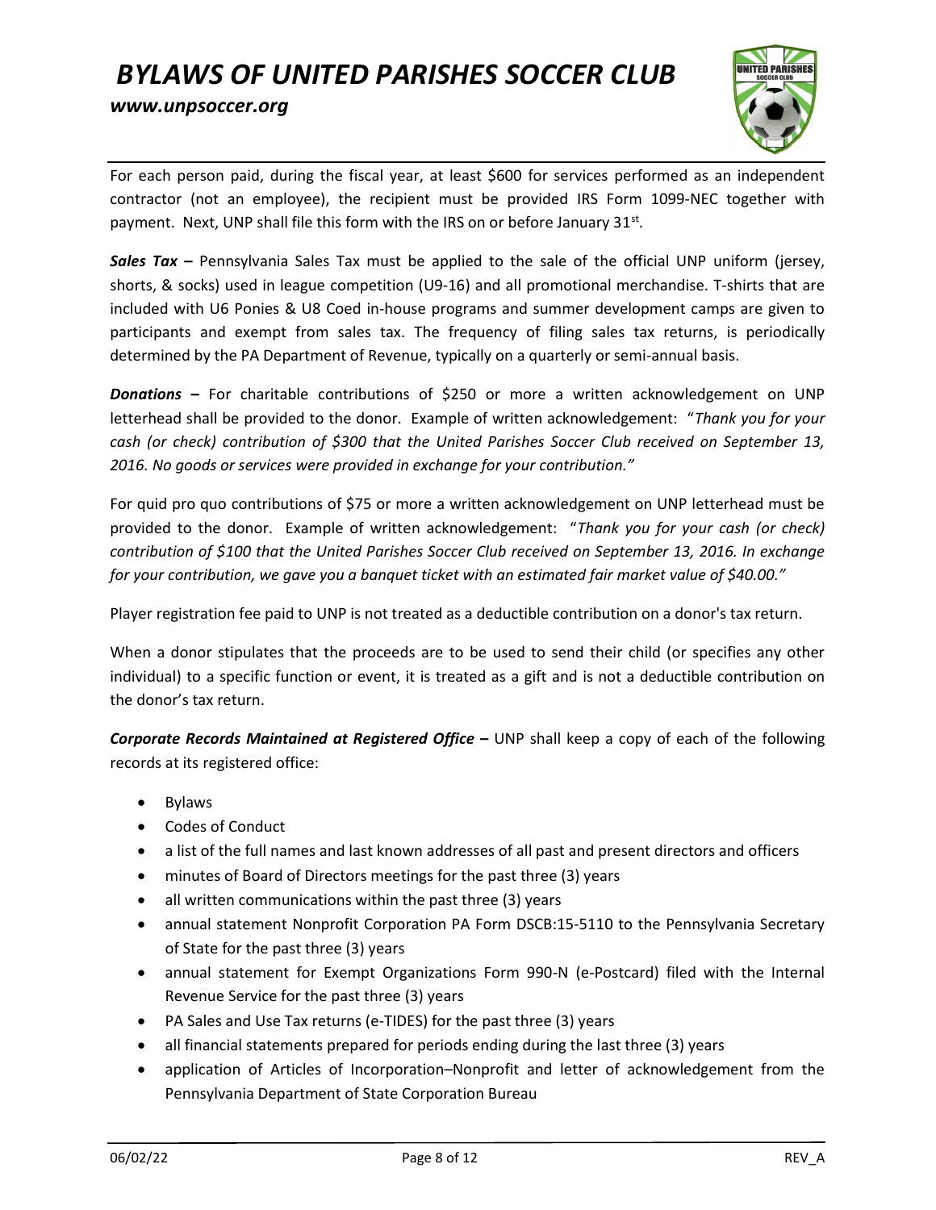For each person paid, during the fiscal year, at least $600 for services performed as an independent contractor (not an employee), the recipient must be provided IRS Form 1099-NEC together with payment. Next, UNP shall file this form with the IRS on or before January 31st.

***Sales Tax* –** Pennsylvania Sales Tax must be applied to the sale of the official UNP uniform (jersey, shorts, & socks) used in league competition (U9-16) and all promotional merchandise. T-shirts that are included with U6 Ponies & U8 Coed in-house programs and summer development camps are given to participants and exempt from sales tax. The frequency of filing sales tax returns, is periodically determined by the PA Department of Revenue, typically on a quarterly or semi-annual basis.

***Donations* –** For charitable contributions of $250 or more a written acknowledgement on UNP letterhead shall be provided to the donor. Example of written acknowledgement: "*Thank you for your cash (or check) contribution of $300 that the United Parishes Soccer Club received on September 13, 2016. No goods or services were provided in exchange for your contribution."*

For quid pro quo contributions of $75 or more a written acknowledgement on UNP letterhead must be provided to the donor. Example of written acknowledgement: "*Thank you for your cash (or check) contribution of $100 that the United Parishes Soccer Club received on September 13, 2016. In exchange for your contribution, we gave you a banquet ticket with an estimated fair market value of $40.00."*

Player registration fee paid to UNP is not treated as a deductible contribution on a donor's tax return.

When a donor stipulates that the proceeds are to be used to send their child (or specifies any other individual) to a specific function or event, it is treated as a gift and is not a deductible contribution on the donor's tax return.

***Corporate Records Maintained at Registered Office* –** UNP shall keep a copy of each of the following records at its registered office:

- Bylaws
- Codes of Conduct
- a list of the full names and last known addresses of all past and present directors and officers
- minutes of Board of Directors meetings for the past three (3) years
- all written communications within the past three (3) years
- annual statement Nonprofit Corporation PA Form DSCB:15-5110 to the Pennsylvania Secretary of State for the past three (3) years
- annual statement for Exempt Organizations Form 990-N (e-Postcard) filed with the Internal Revenue Service for the past three (3) years
- PA Sales and Use Tax returns (e-TIDES) for the past three (3) years
- all financial statements prepared for periods ending during the last three (3) years
- application of Articles of Incorporation–Nonprofit and letter of acknowledgement from the Pennsylvania Department of State Corporation Bureau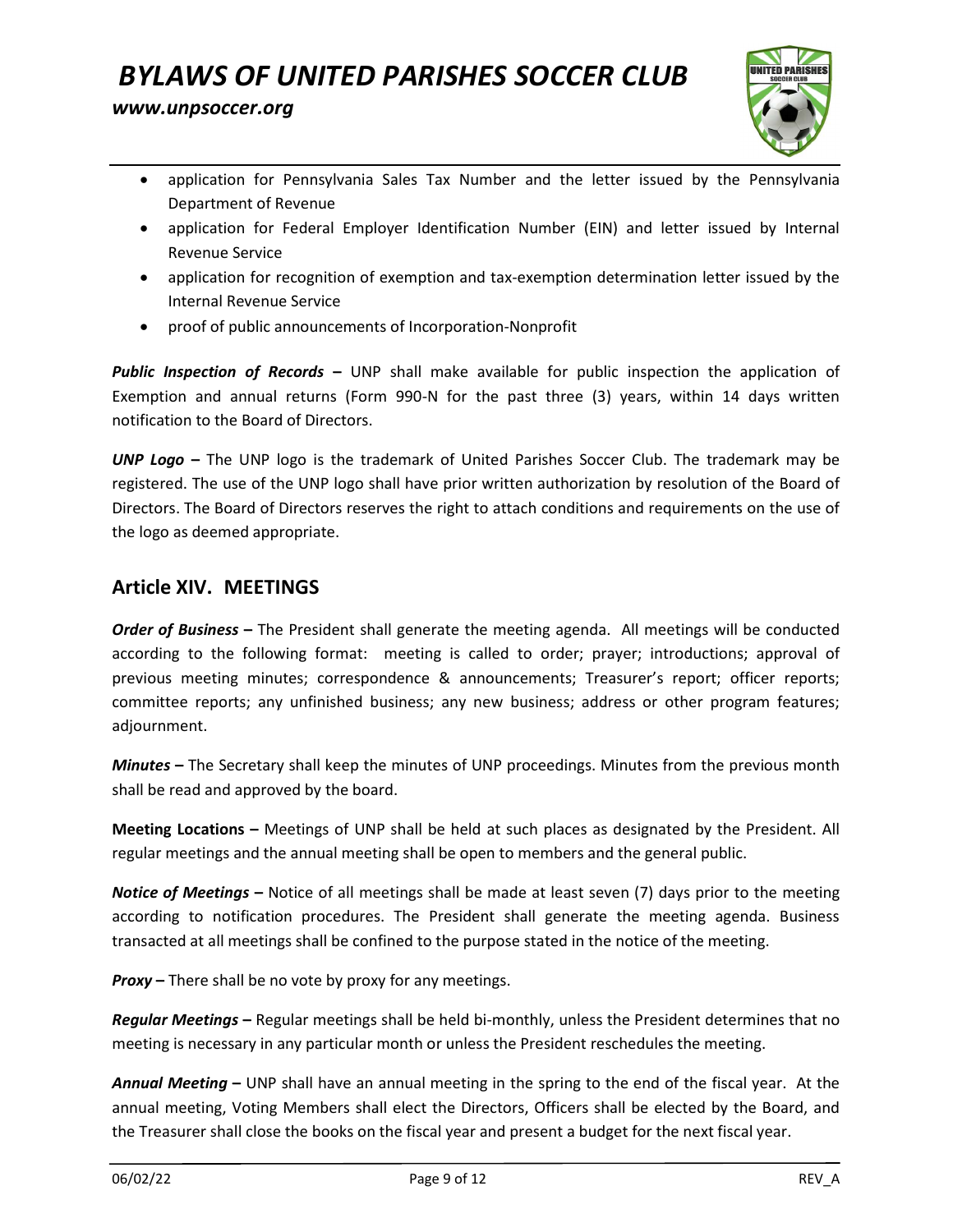- application for Pennsylvania Sales Tax Number and the letter issued by the Pennsylvania Department of Revenue
- application for Federal Employer Identification Number (EIN) and letter issued by Internal Revenue Service
- application for recognition of exemption and tax-exemption determination letter issued by the Internal Revenue Service
- proof of public announcements of Incorporation-Nonprofit

***Public Inspection of Records* –** UNP shall make available for public inspection the application of Exemption and annual returns (Form 990-N for the past three (3) years, within 14 days written notification to the Board of Directors.

***UNP Logo* –** The UNP logo is the trademark of United Parishes Soccer Club. The trademark may be registered. The use of the UNP logo shall have prior written authorization by resolution of the Board of Directors. The Board of Directors reserves the right to attach conditions and requirements on the use of the logo as deemed appropriate.

## Article XIV. MEETINGS

***Order of Business* –** The President shall generate the meeting agenda. All meetings will be conducted according to the following format: meeting is called to order; prayer; introductions; approval of previous meeting minutes; correspondence & announcements; Treasurer's report; officer reports; committee reports; any unfinished business; any new business; address or other program features; adjournment.

***Minutes* –** The Secretary shall keep the minutes of UNP proceedings. Minutes from the previous month shall be read and approved by the board.

**Meeting Locations –** Meetings of UNP shall be held at such places as designated by the President. All regular meetings and the annual meeting shall be open to members and the general public.

***Notice of Meetings* –** Notice of all meetings shall be made at least seven (7) days prior to the meeting according to notification procedures. The President shall generate the meeting agenda. Business transacted at all meetings shall be confined to the purpose stated in the notice of the meeting.

***Proxy* –** There shall be no vote by proxy for any meetings.

***Regular Meetings* –** Regular meetings shall be held bi-monthly, unless the President determines that no meeting is necessary in any particular month or unless the President reschedules the meeting.

***Annual Meeting* –** UNP shall have an annual meeting in the spring to the end of the fiscal year. At the annual meeting, Voting Members shall elect the Directors, Officers shall be elected by the Board, and the Treasurer shall close the books on the fiscal year and present a budget for the next fiscal year.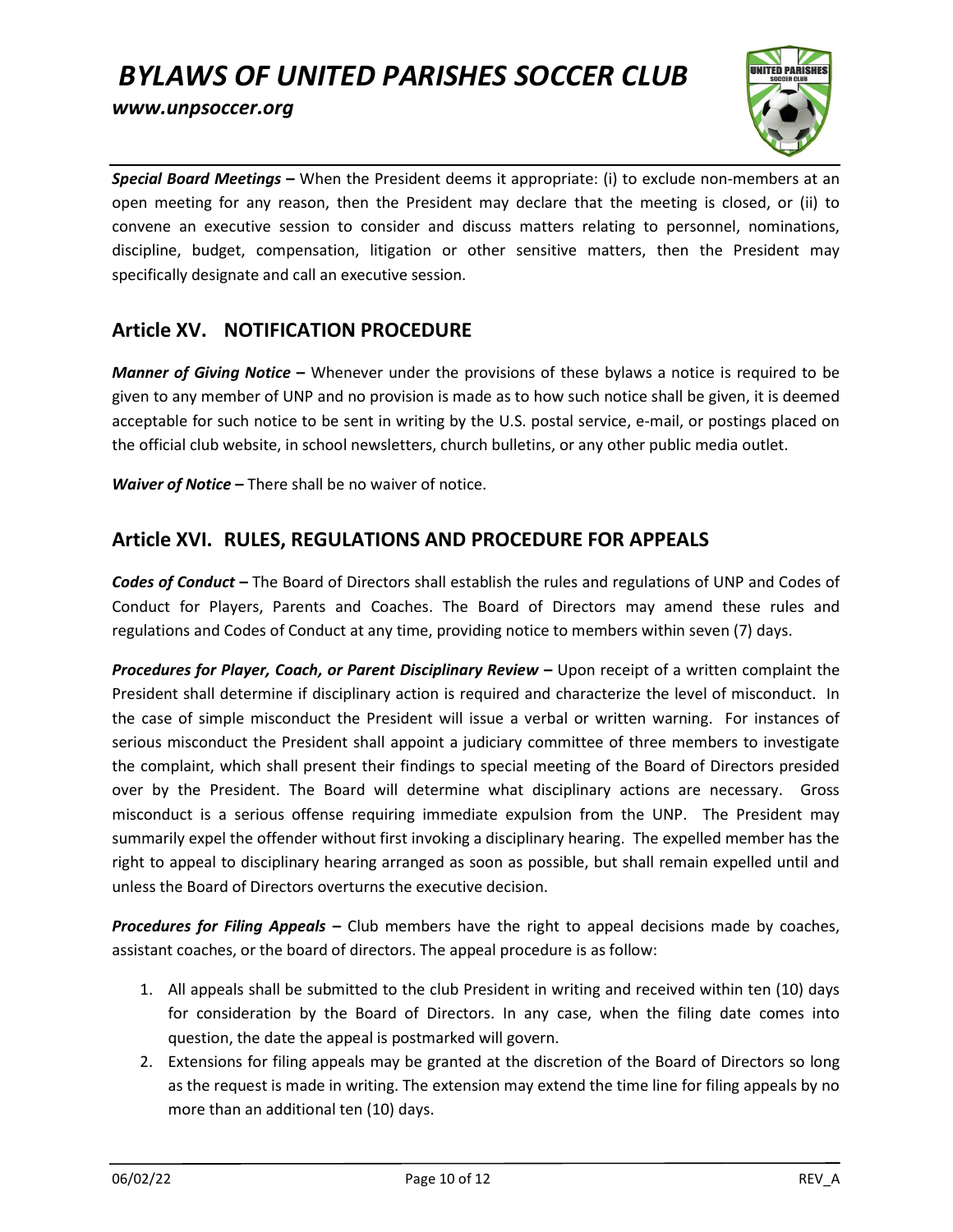***Special Board Meetings –*** When the President deems it appropriate: (i) to exclude non-members at an open meeting for any reason, then the President may declare that the meeting is closed, or (ii) to convene an executive session to consider and discuss matters relating to personnel, nominations, discipline, budget, compensation, litigation or other sensitive matters, then the President may specifically designate and call an executive session.

## Article XV. NOTIFICATION PROCEDURE

***Manner of Giving Notice –*** Whenever under the provisions of these bylaws a notice is required to be given to any member of UNP and no provision is made as to how such notice shall be given, it is deemed acceptable for such notice to be sent in writing by the U.S. postal service, e-mail, or postings placed on the official club website, in school newsletters, church bulletins, or any other public media outlet.

***Waiver of Notice –*** There shall be no waiver of notice.

## Article XVI. RULES, REGULATIONS AND PROCEDURE FOR APPEALS

***Codes of Conduct –*** The Board of Directors shall establish the rules and regulations of UNP and Codes of Conduct for Players, Parents and Coaches. The Board of Directors may amend these rules and regulations and Codes of Conduct at any time, providing notice to members within seven (7) days.

***Procedures for Player, Coach, or Parent Disciplinary Review –*** Upon receipt of a written complaint the President shall determine if disciplinary action is required and characterize the level of misconduct. In the case of simple misconduct the President will issue a verbal or written warning. For instances of serious misconduct the President shall appoint a judiciary committee of three members to investigate the complaint, which shall present their findings to special meeting of the Board of Directors presided over by the President. The Board will determine what disciplinary actions are necessary. Gross misconduct is a serious offense requiring immediate expulsion from the UNP. The President may summarily expel the offender without first invoking a disciplinary hearing. The expelled member has the right to appeal to disciplinary hearing arranged as soon as possible, but shall remain expelled until and unless the Board of Directors overturns the executive decision.

***Procedures for Filing Appeals –*** Club members have the right to appeal decisions made by coaches, assistant coaches, or the board of directors. The appeal procedure is as follow:

1. All appeals shall be submitted to the club President in writing and received within ten (10) days for consideration by the Board of Directors. In any case, when the filing date comes into question, the date the appeal is postmarked will govern.
2. Extensions for filing appeals may be granted at the discretion of the Board of Directors so long as the request is made in writing. The extension may extend the time line for filing appeals by no more than an additional ten (10) days.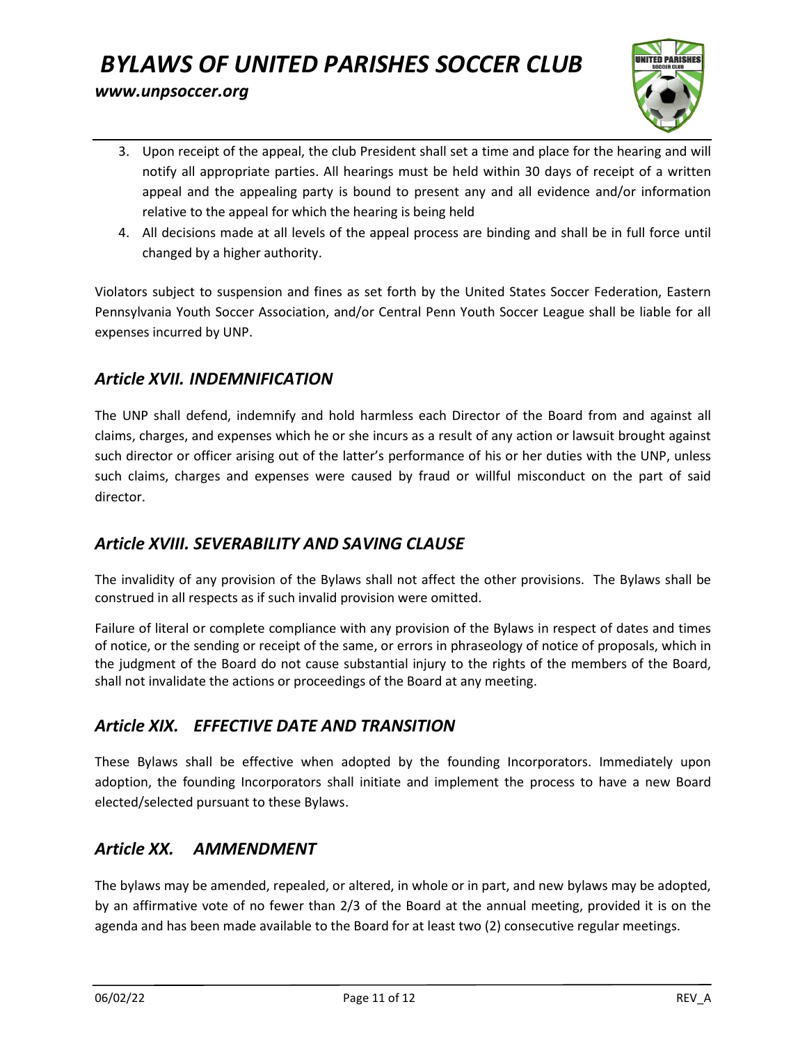3. Upon receipt of the appeal, the club President shall set a time and place for the hearing and will notify all appropriate parties. All hearings must be held within 30 days of receipt of a written appeal and the appealing party is bound to present any and all evidence and/or information relative to the appeal for which the hearing is being held
4. All decisions made at all levels of the appeal process are binding and shall be in full force until changed by a higher authority.

Violators subject to suspension and fines as set forth by the United States Soccer Federation, Eastern Pennsylvania Youth Soccer Association, and/or Central Penn Youth Soccer League shall be liable for all expenses incurred by UNP.

## *Article XVII. INDEMNIFICATION*

The UNP shall defend, indemnify and hold harmless each Director of the Board from and against all claims, charges, and expenses which he or she incurs as a result of any action or lawsuit brought against such director or officer arising out of the latter's performance of his or her duties with the UNP, unless such claims, charges and expenses were caused by fraud or willful misconduct on the part of said director.

## *Article XVIII. SEVERABILITY AND SAVING CLAUSE*

The invalidity of any provision of the Bylaws shall not affect the other provisions. The Bylaws shall be construed in all respects as if such invalid provision were omitted.

Failure of literal or complete compliance with any provision of the Bylaws in respect of dates and times of notice, or the sending or receipt of the same, or errors in phraseology of notice of proposals, which in the judgment of the Board do not cause substantial injury to the rights of the members of the Board, shall not invalidate the actions or proceedings of the Board at any meeting.

## *Article XIX. EFFECTIVE DATE AND TRANSITION*

These Bylaws shall be effective when adopted by the founding Incorporators. Immediately upon adoption, the founding Incorporators shall initiate and implement the process to have a new Board elected/selected pursuant to these Bylaws.

## *Article XX. AMMENDMENT*

The bylaws may be amended, repealed, or altered, in whole or in part, and new bylaws may be adopted, by an affirmative vote of no fewer than 2/3 of the Board at the annual meeting, provided it is on the agenda and has been made available to the Board for at least two (2) consecutive regular meetings.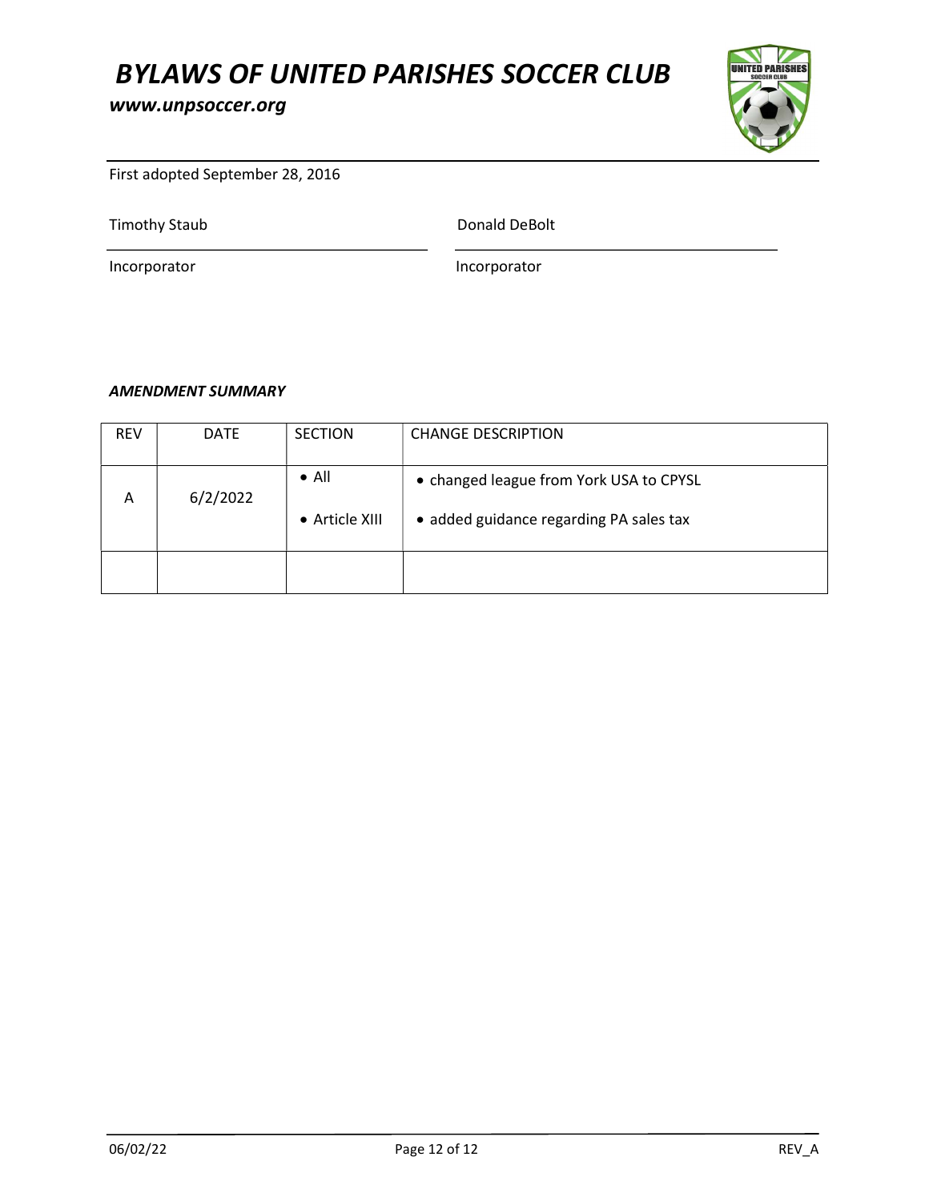First adopted September 28, 2016

Timothy Staub — Incorporator

Donald DeBolt — Incorporator

***AMENDMENT SUMMARY***

| REV | DATE | SECTION | CHANGE DESCRIPTION |
|---|---|---|---|
| A | 6/2/2022 | • All<br>• Article XIII | • changed league from York USA to CPYSL<br>• added guidance regarding PA sales tax |
| | | | |